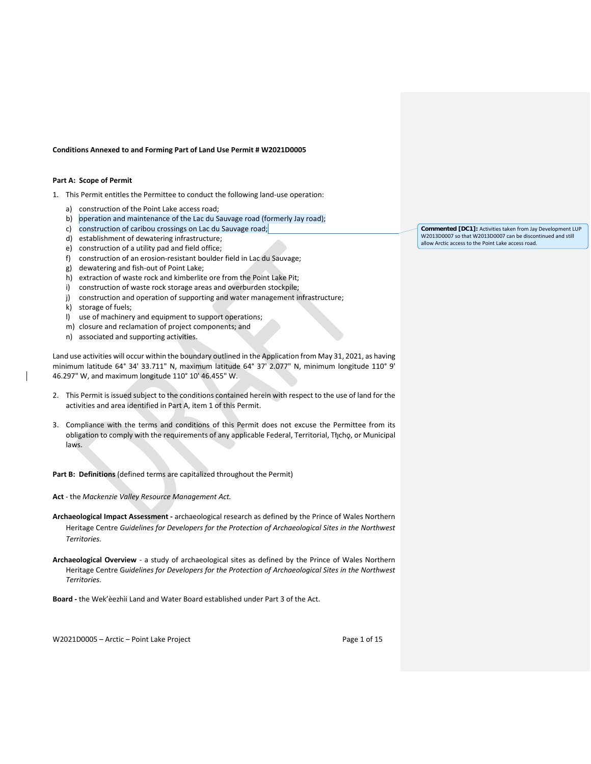**Conditions Annexed to and Forming Part of Land Use Permit # W2021D0005**

**Part A: Scope of Permit**

1. This Permit entitles the Permittee to conduct the following land-use operation:

   a) construction of the Point Lake access road;
   b) operation and maintenance of the Lac du Sauvage road (formerly Jay road);
   c) construction of caribou crossings on Lac du Sauvage road;
   d) establishment of dewatering infrastructure;
   e) construction of a utility pad and field office;
   f) construction of an erosion-resistant boulder field in Lac du Sauvage;
   g) dewatering and fish-out of Point Lake;
   h) extraction of waste rock and kimberlite ore from the Point Lake Pit;
   i) construction of waste rock storage areas and overburden stockpile;
   j) construction and operation of supporting and water management infrastructure;
   k) storage of fuels;
   l) use of machinery and equipment to support operations;
   m) closure and reclamation of project components; and
   n) associated and supporting activities.

**Commented [DC1]:** Activities taken from Jay Development LUP W2013D0007 so that W2013D0007 can be discontinued and still allow Arctic access to the Point Lake access road.

Land use activities will occur within the boundary outlined in the Application from May 31, 2021, as having minimum latitude 64° 34' 33.711" N, maximum latitude 64° 37' 2.077" N, minimum longitude 110° 9' 46.297" W, and maximum longitude 110° 10' 46.455" W.

2. This Permit is issued subject to the conditions contained herein with respect to the use of land for the activities and area identified in Part A, item 1 of this Permit.

3. Compliance with the terms and conditions of this Permit does not excuse the Permittee from its obligation to comply with the requirements of any applicable Federal, Territorial, Tłı̨chǫ, or Municipal laws.

**Part B: Definitions** (defined terms are capitalized throughout the Permit)

**Act** - the *Mackenzie Valley Resource Management Act.*

**Archaeological Impact Assessment -** archaeological research as defined by the Prince of Wales Northern Heritage Centre *Guidelines for Developers for the Protection of Archaeological Sites in the Northwest Territories.*

**Archaeological Overview** - a study of archaeological sites as defined by the Prince of Wales Northern Heritage Centre *Guidelines for Developers for the Protection of Archaeological Sites in the Northwest Territories.*

**Board -** the Wek'èezhìı Land and Water Board established under Part 3 of the Act.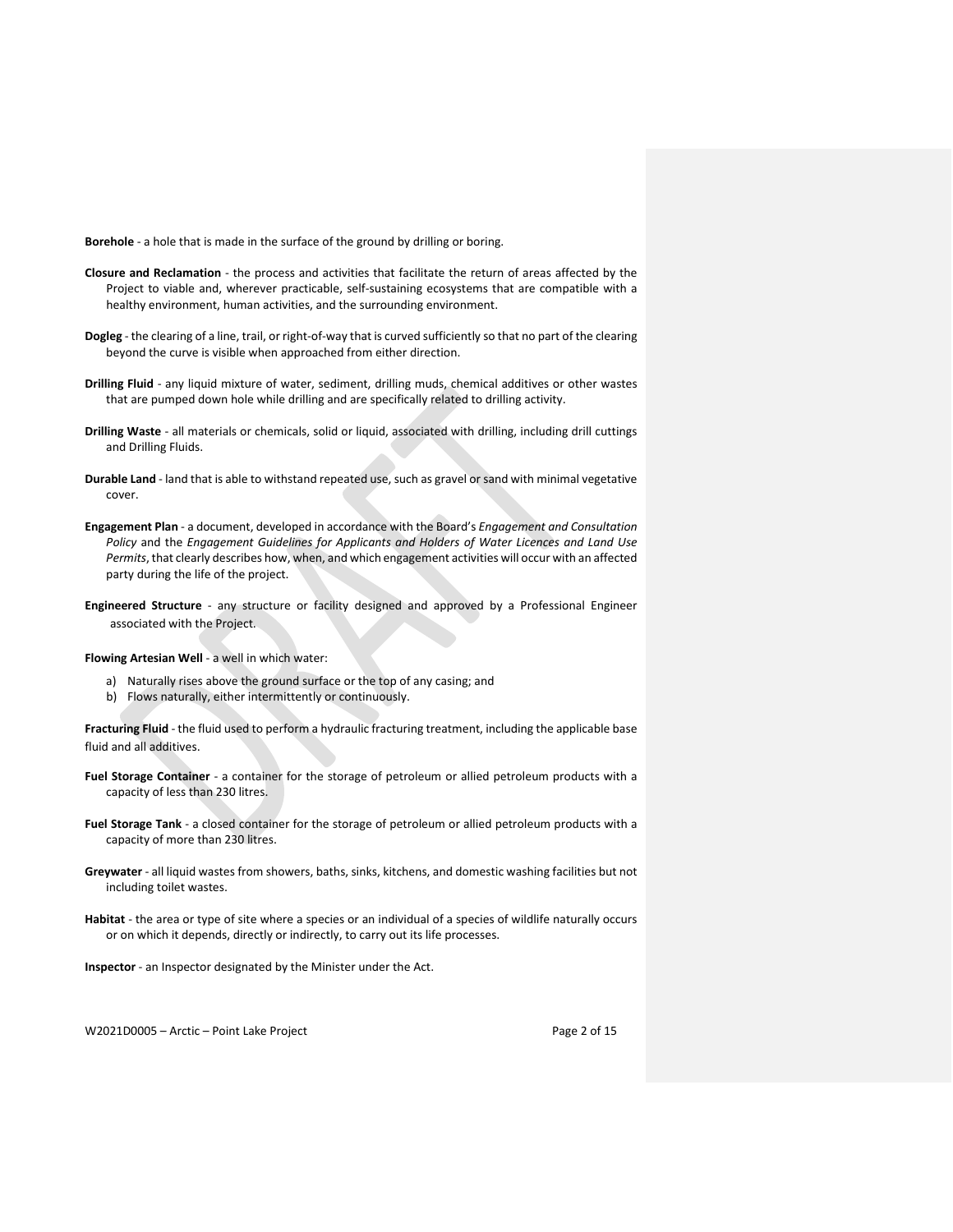**Borehole** - a hole that is made in the surface of the ground by drilling or boring.

**Closure and Reclamation** - the process and activities that facilitate the return of areas affected by the Project to viable and, wherever practicable, self-sustaining ecosystems that are compatible with a healthy environment, human activities, and the surrounding environment.

**Dogleg** - the clearing of a line, trail, or right-of-way that is curved sufficiently so that no part of the clearing beyond the curve is visible when approached from either direction.

**Drilling Fluid** - any liquid mixture of water, sediment, drilling muds, chemical additives or other wastes that are pumped down hole while drilling and are specifically related to drilling activity.

**Drilling Waste** - all materials or chemicals, solid or liquid, associated with drilling, including drill cuttings and Drilling Fluids.

**Durable Land** - land that is able to withstand repeated use, such as gravel or sand with minimal vegetative cover.

**Engagement Plan** - a document, developed in accordance with the Board's *Engagement and Consultation Policy* and the *Engagement Guidelines for Applicants and Holders of Water Licences and Land Use Permits*, that clearly describes how, when, and which engagement activities will occur with an affected party during the life of the project.

**Engineered Structure** - any structure or facility designed and approved by a Professional Engineer associated with the Project.

**Flowing Artesian Well** - a well in which water:

a) Naturally rises above the ground surface or the top of any casing; and
b) Flows naturally, either intermittently or continuously.

**Fracturing Fluid** - the fluid used to perform a hydraulic fracturing treatment, including the applicable base fluid and all additives.

**Fuel Storage Container** - a container for the storage of petroleum or allied petroleum products with a capacity of less than 230 litres.

**Fuel Storage Tank** - a closed container for the storage of petroleum or allied petroleum products with a capacity of more than 230 litres.

**Greywater** - all liquid wastes from showers, baths, sinks, kitchens, and domestic washing facilities but not including toilet wastes.

**Habitat** - the area or type of site where a species or an individual of a species of wildlife naturally occurs or on which it depends, directly or indirectly, to carry out its life processes.

**Inspector** - an Inspector designated by the Minister under the Act.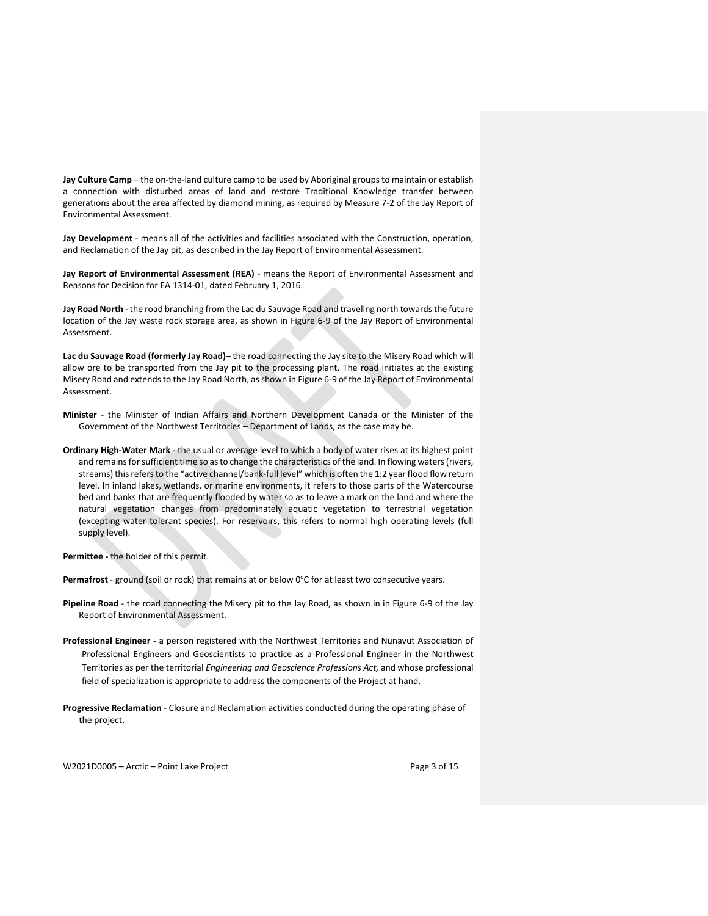**Jay Culture Camp** – the on-the-land culture camp to be used by Aboriginal groups to maintain or establish a connection with disturbed areas of land and restore Traditional Knowledge transfer between generations about the area affected by diamond mining, as required by Measure 7-2 of the Jay Report of Environmental Assessment.

**Jay Development** - means all of the activities and facilities associated with the Construction, operation, and Reclamation of the Jay pit, as described in the Jay Report of Environmental Assessment.

**Jay Report of Environmental Assessment (REA)** - means the Report of Environmental Assessment and Reasons for Decision for EA 1314-01, dated February 1, 2016.

**Jay Road North** - the road branching from the Lac du Sauvage Road and traveling north towards the future location of the Jay waste rock storage area, as shown in Figure 6-9 of the Jay Report of Environmental Assessment.

**Lac du Sauvage Road (formerly Jay Road)**– the road connecting the Jay site to the Misery Road which will allow ore to be transported from the Jay pit to the processing plant. The road initiates at the existing Misery Road and extends to the Jay Road North, as shown in Figure 6-9 of the Jay Report of Environmental Assessment.

**Minister** - the Minister of Indian Affairs and Northern Development Canada or the Minister of the Government of the Northwest Territories – Department of Lands, as the case may be.

**Ordinary High-Water Mark** - the usual or average level to which a body of water rises at its highest point and remains for sufficient time so as to change the characteristics of the land. In flowing waters (rivers, streams) this refers to the "active channel/bank-full level" which is often the 1:2 year flood flow return level. In inland lakes, wetlands, or marine environments, it refers to those parts of the Watercourse bed and banks that are frequently flooded by water so as to leave a mark on the land and where the natural vegetation changes from predominately aquatic vegetation to terrestrial vegetation (excepting water tolerant species). For reservoirs, this refers to normal high operating levels (full supply level).

**Permittee -** the holder of this permit.

**Permafrost** - ground (soil or rock) that remains at or below 0°C for at least two consecutive years.

**Pipeline Road** - the road connecting the Misery pit to the Jay Road, as shown in in Figure 6-9 of the Jay Report of Environmental Assessment.

**Professional Engineer -** a person registered with the Northwest Territories and Nunavut Association of Professional Engineers and Geoscientists to practice as a Professional Engineer in the Northwest Territories as per the territorial *Engineering and Geoscience Professions Act,* and whose professional field of specialization is appropriate to address the components of the Project at hand.

**Progressive Reclamation** - Closure and Reclamation activities conducted during the operating phase of the project.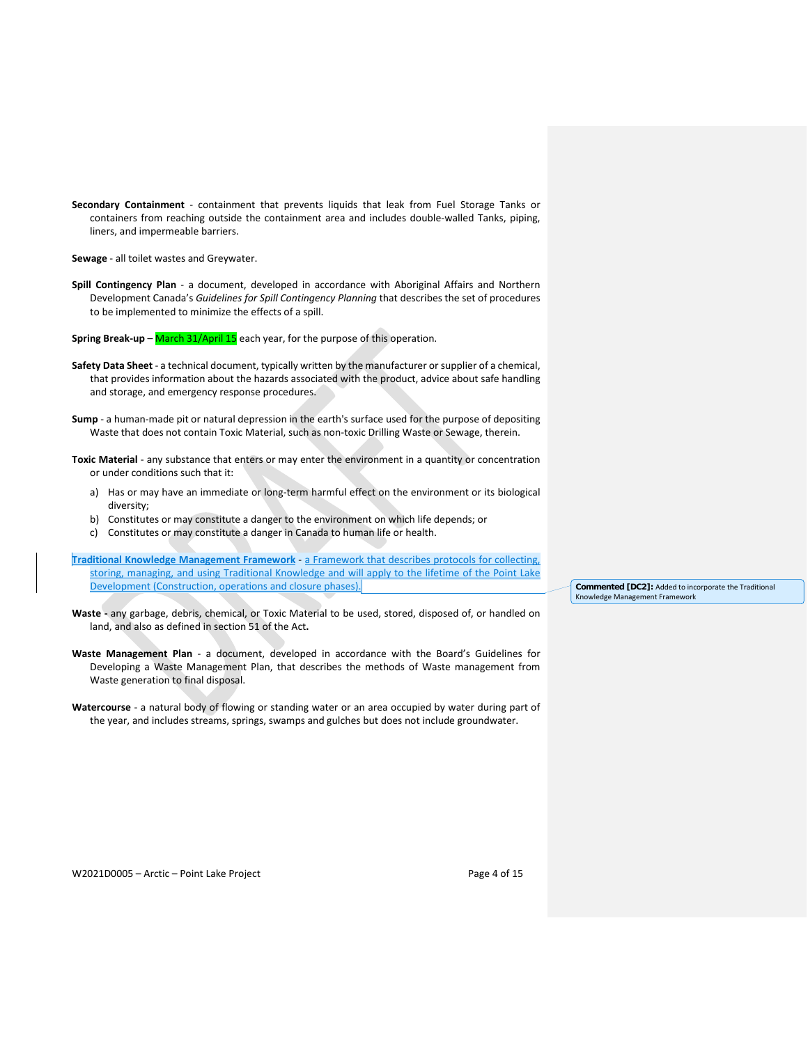**Secondary Containment** - containment that prevents liquids that leak from Fuel Storage Tanks or containers from reaching outside the containment area and includes double-walled Tanks, piping, liners, and impermeable barriers.

**Sewage** - all toilet wastes and Greywater.

**Spill Contingency Plan** - a document, developed in accordance with Aboriginal Affairs and Northern Development Canada's *Guidelines for Spill Contingency Planning* that describes the set of procedures to be implemented to minimize the effects of a spill.

**Spring Break-up** – March 31/April 15 each year, for the purpose of this operation.

**Safety Data Sheet** - a technical document, typically written by the manufacturer or supplier of a chemical, that provides information about the hazards associated with the product, advice about safe handling and storage, and emergency response procedures.

**Sump** - a human-made pit or natural depression in the earth's surface used for the purpose of depositing Waste that does not contain Toxic Material, such as non-toxic Drilling Waste or Sewage, therein.

**Toxic Material** - any substance that enters or may enter the environment in a quantity or concentration or under conditions such that it:

a) Has or may have an immediate or long-term harmful effect on the environment or its biological diversity;
b) Constitutes or may constitute a danger to the environment on which life depends; or
c) Constitutes or may constitute a danger in Canada to human life or health.

**Traditional Knowledge Management Framework** - a Framework that describes protocols for collecting, storing, managing, and using Traditional Knowledge and will apply to the lifetime of the Point Lake Development (Construction, operations and closure phases).

**Commented [DC2]:** Added to incorporate the Traditional Knowledge Management Framework

**Waste** - any garbage, debris, chemical, or Toxic Material to be used, stored, disposed of, or handled on land, and also as defined in section 51 of the Act**.**

**Waste Management Plan** - a document, developed in accordance with the Board's Guidelines for Developing a Waste Management Plan, that describes the methods of Waste management from Waste generation to final disposal.

**Watercourse** - a natural body of flowing or standing water or an area occupied by water during part of the year, and includes streams, springs, swamps and gulches but does not include groundwater.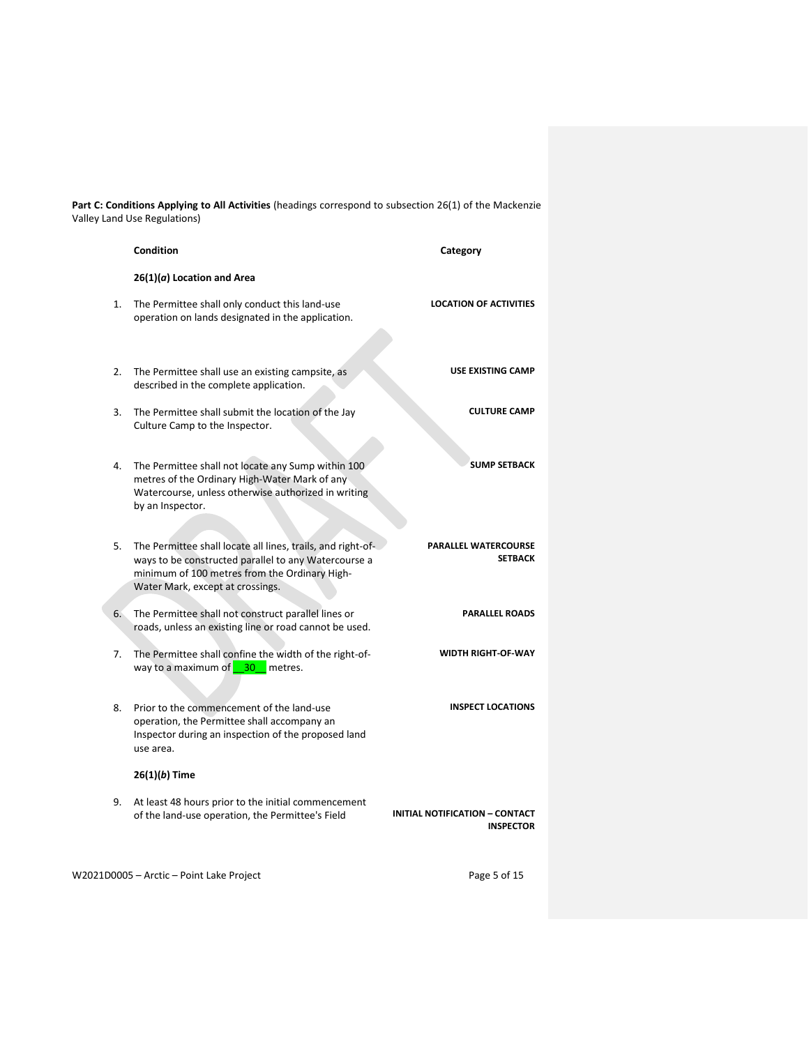**Part C: Conditions Applying to All Activities** (headings correspond to subsection 26(1) of the Mackenzie Valley Land Use Regulations)

| | Condition | Category |
|---|---|---|
| | **26(1)(*a*) Location and Area** | |
| 1. | The Permittee shall only conduct this land-use operation on lands designated in the application. | **LOCATION OF ACTIVITIES** |
| 2. | The Permittee shall use an existing campsite, as described in the complete application. | **USE EXISTING CAMP** |
| 3. | The Permittee shall submit the location of the Jay Culture Camp to the Inspector. | **CULTURE CAMP** |
| 4. | The Permittee shall not locate any Sump within 100 metres of the Ordinary High-Water Mark of any Watercourse, unless otherwise authorized in writing by an Inspector. | **SUMP SETBACK** |
| 5. | The Permittee shall locate all lines, trails, and right-of-ways to be constructed parallel to any Watercourse a minimum of 100 metres from the Ordinary High-Water Mark, except at crossings. | **PARALLEL WATERCOURSE SETBACK** |
| 6. | The Permittee shall not construct parallel lines or roads, unless an existing line or road cannot be used. | **PARALLEL ROADS** |
| 7. | The Permittee shall confine the width of the right-of-way to a maximum of __30__ metres. | **WIDTH RIGHT-OF-WAY** |
| 8. | Prior to the commencement of the land-use operation, the Permittee shall accompany an Inspector during an inspection of the proposed land use area. | **INSPECT LOCATIONS** |
| | **26(1)(*b*) Time** | |
| 9. | At least 48 hours prior to the initial commencement of the land-use operation, the Permittee's Field | **INITIAL NOTIFICATION – CONTACT INSPECTOR** |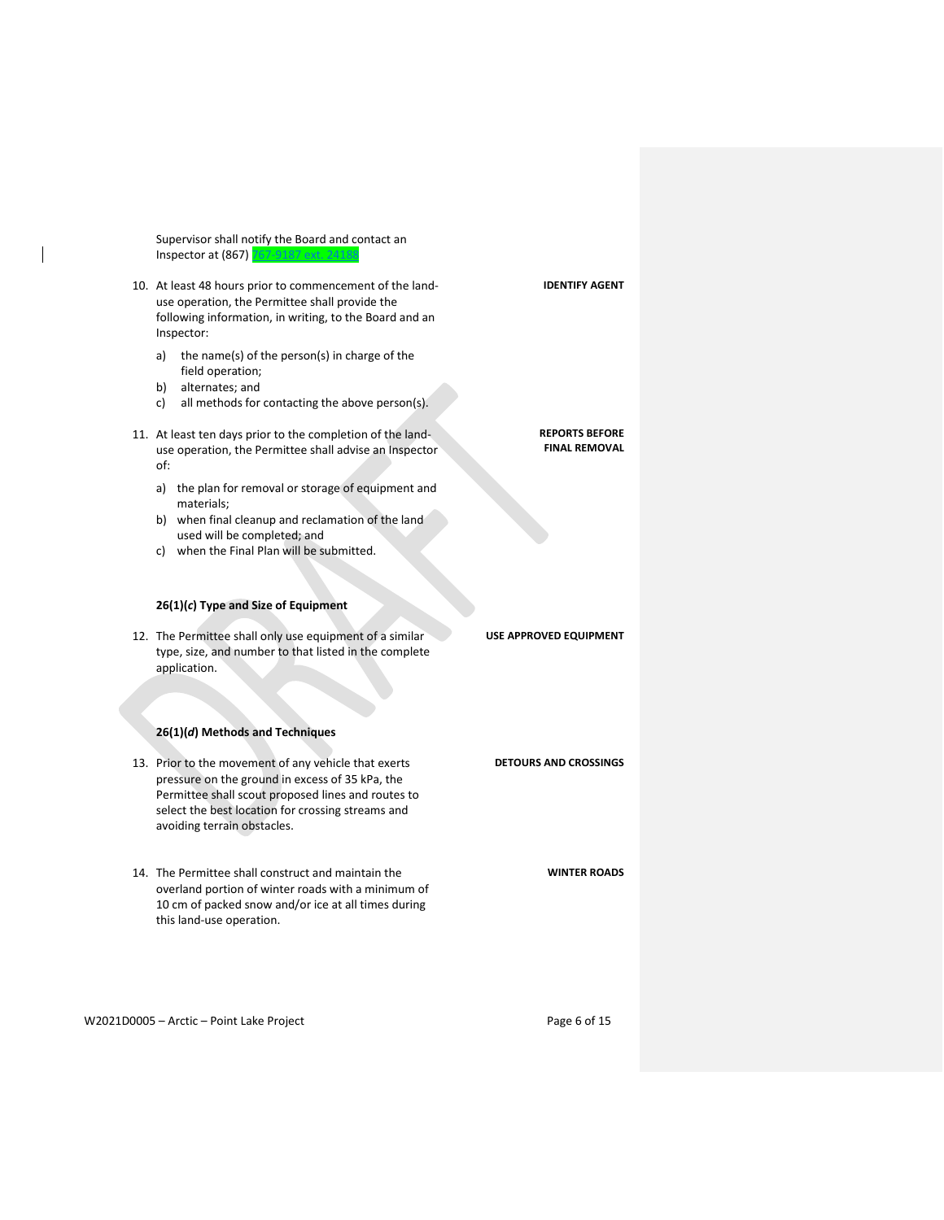Supervisor shall notify the Board and contact an Inspector at (867) 767-9187 ext. 24188

10. At least 48 hours prior to commencement of the land-use operation, the Permittee shall provide the following information, in writing, to the Board and an Inspector: **IDENTIFY AGENT**

    a) the name(s) of the person(s) in charge of the field operation;
    b) alternates; and
    c) all methods for contacting the above person(s).

11. At least ten days prior to the completion of the land-use operation, the Permittee shall advise an Inspector of: **REPORTS BEFORE FINAL REMOVAL**

    a) the plan for removal or storage of equipment and materials;
    b) when final cleanup and reclamation of the land used will be completed; and
    c) when the Final Plan will be submitted.

**26(1)(*c*) Type and Size of Equipment**

12. The Permittee shall only use equipment of a similar type, size, and number to that listed in the complete application. **USE APPROVED EQUIPMENT**

**26(1)(*d*) Methods and Techniques**

13. Prior to the movement of any vehicle that exerts pressure on the ground in excess of 35 kPa, the Permittee shall scout proposed lines and routes to select the best location for crossing streams and avoiding terrain obstacles. **DETOURS AND CROSSINGS**

14. The Permittee shall construct and maintain the overland portion of winter roads with a minimum of 10 cm of packed snow and/or ice at all times during this land-use operation. **WINTER ROADS**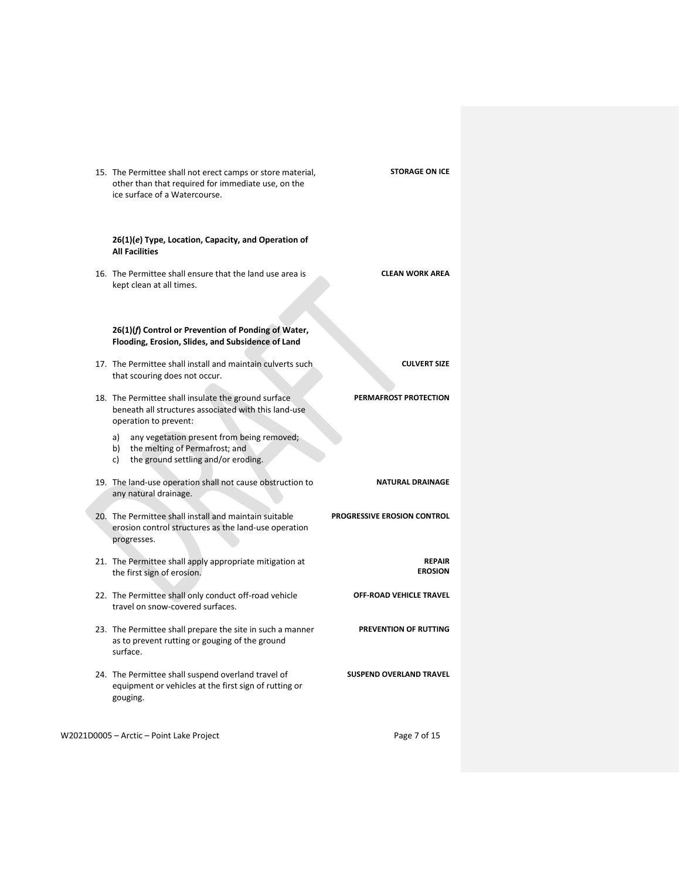15. The Permittee shall not erect camps or store material, other than that required for immediate use, on the ice surface of a Watercourse. **STORAGE ON ICE**

**26(1)(*e*) Type, Location, Capacity, and Operation of All Facilities**

16. The Permittee shall ensure that the land use area is kept clean at all times. **CLEAN WORK AREA**

**26(1)(*f*) Control or Prevention of Ponding of Water, Flooding, Erosion, Slides, and Subsidence of Land**

17. The Permittee shall install and maintain culverts such that scouring does not occur. **CULVERT SIZE**

18. The Permittee shall insulate the ground surface beneath all structures associated with this land-use operation to prevent: **PERMAFROST PROTECTION**

    a) any vegetation present from being removed;
    b) the melting of Permafrost; and
    c) the ground settling and/or eroding.

19. The land-use operation shall not cause obstruction to any natural drainage. **NATURAL DRAINAGE**

20. The Permittee shall install and maintain suitable erosion control structures as the land-use operation progresses. **PROGRESSIVE EROSION CONTROL**

21. The Permittee shall apply appropriate mitigation at the first sign of erosion. **REPAIR EROSION**

22. The Permittee shall only conduct off-road vehicle travel on snow-covered surfaces. **OFF-ROAD VEHICLE TRAVEL**

23. The Permittee shall prepare the site in such a manner as to prevent rutting or gouging of the ground surface. **PREVENTION OF RUTTING**

24. The Permittee shall suspend overland travel of equipment or vehicles at the first sign of rutting or gouging. **SUSPEND OVERLAND TRAVEL**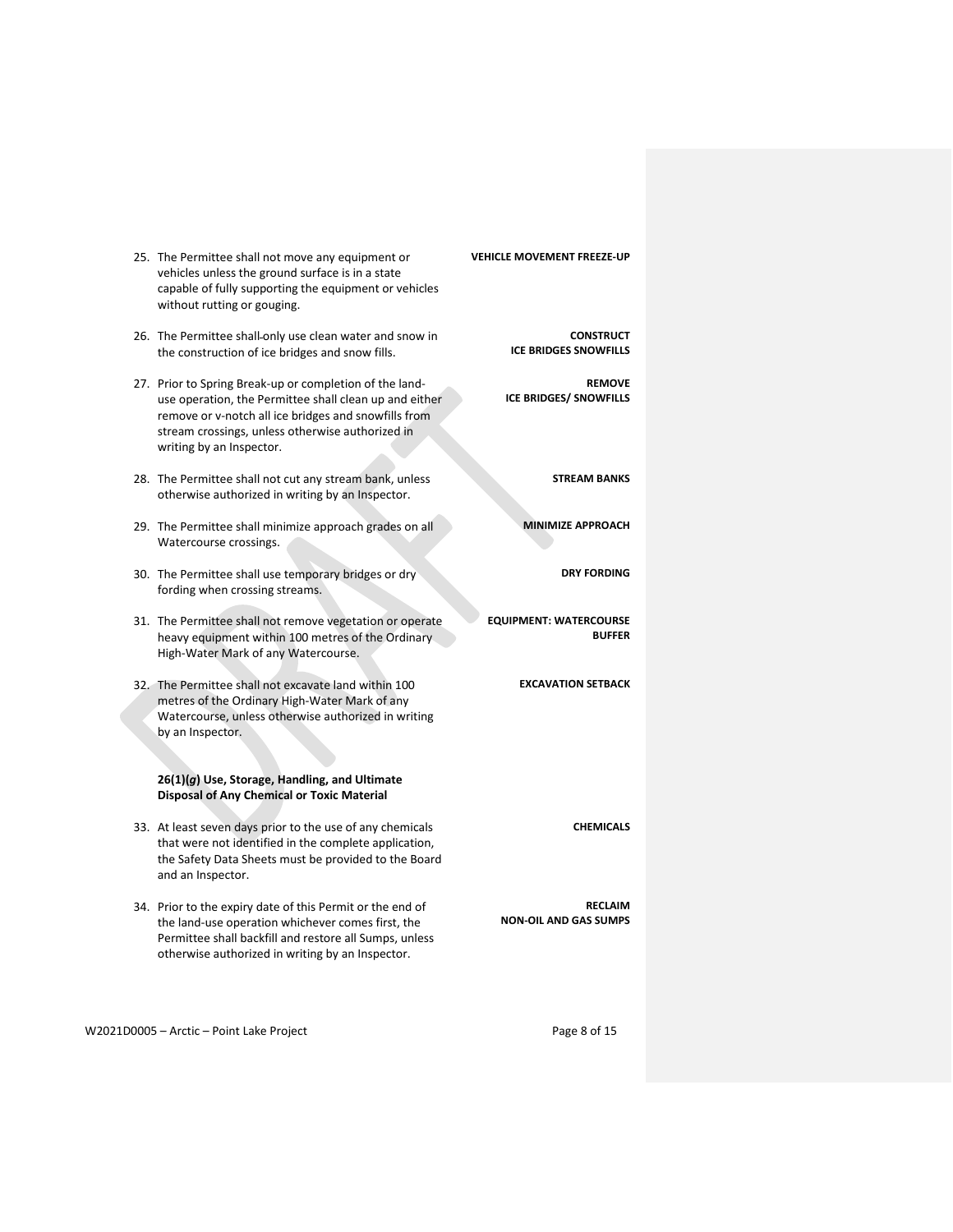25. The Permittee shall not move any equipment or vehicles unless the ground surface is in a state capable of fully supporting the equipment or vehicles without rutting or gouging. **VEHICLE MOVEMENT FREEZE-UP**

26. The Permittee shall only use clean water and snow in the construction of ice bridges and snow fills. **CONSTRUCT ICE BRIDGES SNOWFILLS**

27. Prior to Spring Break-up or completion of the land-use operation, the Permittee shall clean up and either remove or v-notch all ice bridges and snowfills from stream crossings, unless otherwise authorized in writing by an Inspector. **REMOVE ICE BRIDGES/ SNOWFILLS**

28. The Permittee shall not cut any stream bank, unless otherwise authorized in writing by an Inspector. **STREAM BANKS**

29. The Permittee shall minimize approach grades on all Watercourse crossings. **MINIMIZE APPROACH**

30. The Permittee shall use temporary bridges or dry fording when crossing streams. **DRY FORDING**

31. The Permittee shall not remove vegetation or operate heavy equipment within 100 metres of the Ordinary High-Water Mark of any Watercourse. **EQUIPMENT: WATERCOURSE BUFFER**

32. The Permittee shall not excavate land within 100 metres of the Ordinary High-Water Mark of any Watercourse, unless otherwise authorized in writing by an Inspector. **EXCAVATION SETBACK**

**26(1)(*g*) Use, Storage, Handling, and Ultimate Disposal of Any Chemical or Toxic Material**

33. At least seven days prior to the use of any chemicals that were not identified in the complete application, the Safety Data Sheets must be provided to the Board and an Inspector. **CHEMICALS**

34. Prior to the expiry date of this Permit or the end of the land-use operation whichever comes first, the Permittee shall backfill and restore all Sumps, unless otherwise authorized in writing by an Inspector. **RECLAIM NON-OIL AND GAS SUMPS**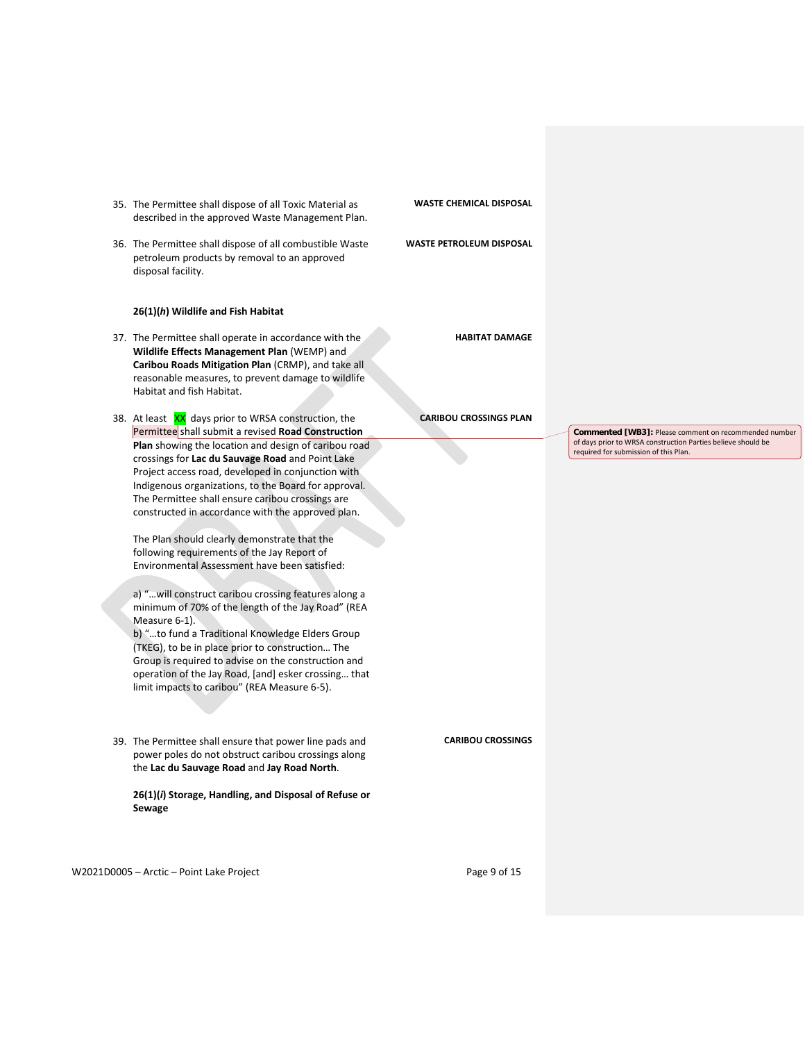35. The Permittee shall dispose of all Toxic Material as described in the approved Waste Management Plan. **WASTE CHEMICAL DISPOSAL**

36. The Permittee shall dispose of all combustible Waste petroleum products by removal to an approved disposal facility. **WASTE PETROLEUM DISPOSAL**

**26(1)(*h*) Wildlife and Fish Habitat**

37. The Permittee shall operate in accordance with the **Wildlife Effects Management Plan** (WEMP) and **Caribou Roads Mitigation Plan** (CRMP), and take all reasonable measures, to prevent damage to wildlife Habitat and fish Habitat. **HABITAT DAMAGE**

38. At least XX days prior to WRSA construction, the Permittee shall submit a revised **Road Construction Plan** showing the location and design of caribou road crossings for **Lac du Sauvage Road** and Point Lake Project access road, developed in conjunction with Indigenous organizations, to the Board for approval. The Permittee shall ensure caribou crossings are constructed in accordance with the approved plan. **CARIBOU CROSSINGS PLAN**

    The Plan should clearly demonstrate that the following requirements of the Jay Report of Environmental Assessment have been satisfied:

    a) "…will construct caribou crossing features along a minimum of 70% of the length of the Jay Road" (REA Measure 6-1).
    b) "…to fund a Traditional Knowledge Elders Group (TKEG), to be in place prior to construction… The Group is required to advise on the construction and operation of the Jay Road, [and] esker crossing… that limit impacts to caribou" (REA Measure 6-5).

> **Commented [WB3]:** Please comment on recommended number of days prior to WRSA construction Parties believe should be required for submission of this Plan.

39. The Permittee shall ensure that power line pads and power poles do not obstruct caribou crossings along the **Lac du Sauvage Road** and **Jay Road North**. **CARIBOU CROSSINGS**

**26(1)(*i*) Storage, Handling, and Disposal of Refuse or Sewage**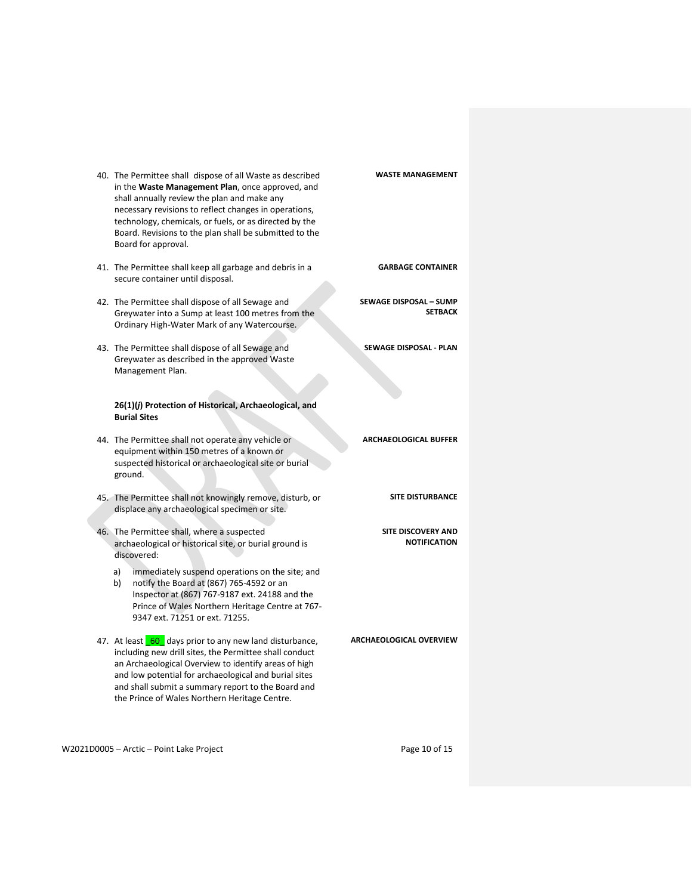40. The Permittee shall dispose of all Waste as described in the **Waste Management Plan**, once approved, and shall annually review the plan and make any necessary revisions to reflect changes in operations, technology, chemicals, or fuels, or as directed by the Board. Revisions to the plan shall be submitted to the Board for approval. **WASTE MANAGEMENT**

41. The Permittee shall keep all garbage and debris in a secure container until disposal. **GARBAGE CONTAINER**

42. The Permittee shall dispose of all Sewage and Greywater into a Sump at least 100 metres from the Ordinary High-Water Mark of any Watercourse. **SEWAGE DISPOSAL – SUMP SETBACK**

43. The Permittee shall dispose of all Sewage and Greywater as described in the approved Waste Management Plan. **SEWAGE DISPOSAL - PLAN**

**26(1)(*j*) Protection of Historical, Archaeological, and Burial Sites**

44. The Permittee shall not operate any vehicle or equipment within 150 metres of a known or suspected historical or archaeological site or burial ground. **ARCHAEOLOGICAL BUFFER**

45. The Permittee shall not knowingly remove, disturb, or displace any archaeological specimen or site. **SITE DISTURBANCE**

46. The Permittee shall, where a suspected archaeological or historical site, or burial ground is discovered: **SITE DISCOVERY AND NOTIFICATION**
    a) immediately suspend operations on the site; and
    b) notify the Board at (867) 765-4592 or an Inspector at (867) 767-9187 ext. 24188 and the Prince of Wales Northern Heritage Centre at 767-9347 ext. 71251 or ext. 71255.

47. At least _60_ days prior to any new land disturbance, including new drill sites, the Permittee shall conduct an Archaeological Overview to identify areas of high and low potential for archaeological and burial sites and shall submit a summary report to the Board and the Prince of Wales Northern Heritage Centre. **ARCHAEOLOGICAL OVERVIEW**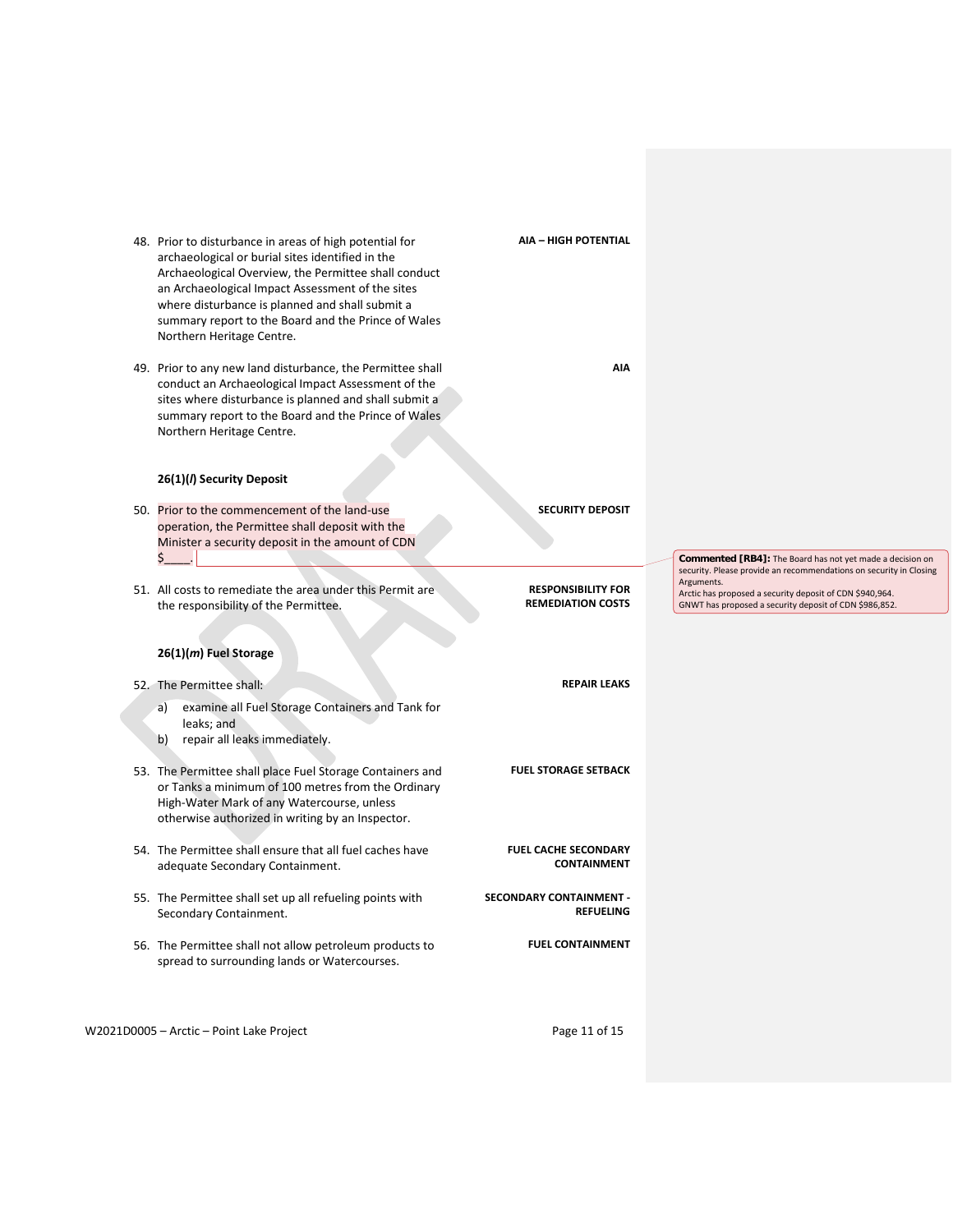48. Prior to disturbance in areas of high potential for archaeological or burial sites identified in the Archaeological Overview, the Permittee shall conduct an Archaeological Impact Assessment of the sites where disturbance is planned and shall submit a summary report to the Board and the Prince of Wales Northern Heritage Centre. **AIA – HIGH POTENTIAL**

49. Prior to any new land disturbance, the Permittee shall conduct an Archaeological Impact Assessment of the sites where disturbance is planned and shall submit a summary report to the Board and the Prince of Wales Northern Heritage Centre. **AIA**

**26(1)(*l*) Security Deposit**

50. Prior to the commencement of the land-use operation, the Permittee shall deposit with the Minister a security deposit in the amount of CDN $____. **SECURITY DEPOSIT**

> **Commented [RB4]:** The Board has not yet made a decision on security. Please provide an recommendations on security in Closing Arguments.
> Arctic has proposed a security deposit of CDN $940,964.
> GNWT has proposed a security deposit of CDN $986,852.

51. All costs to remediate the area under this Permit are the responsibility of the Permittee. **RESPONSIBILITY FOR REMEDIATION COSTS**

**26(1)(*m*) Fuel Storage**

52. The Permittee shall: **REPAIR LEAKS**
    a) examine all Fuel Storage Containers and Tank for leaks; and
    b) repair all leaks immediately.

53. The Permittee shall place Fuel Storage Containers and or Tanks a minimum of 100 metres from the Ordinary High-Water Mark of any Watercourse, unless otherwise authorized in writing by an Inspector. **FUEL STORAGE SETBACK**

54. The Permittee shall ensure that all fuel caches have adequate Secondary Containment. **FUEL CACHE SECONDARY CONTAINMENT**

55. The Permittee shall set up all refueling points with Secondary Containment. **SECONDARY CONTAINMENT - REFUELING**

56. The Permittee shall not allow petroleum products to spread to surrounding lands or Watercourses. **FUEL CONTAINMENT**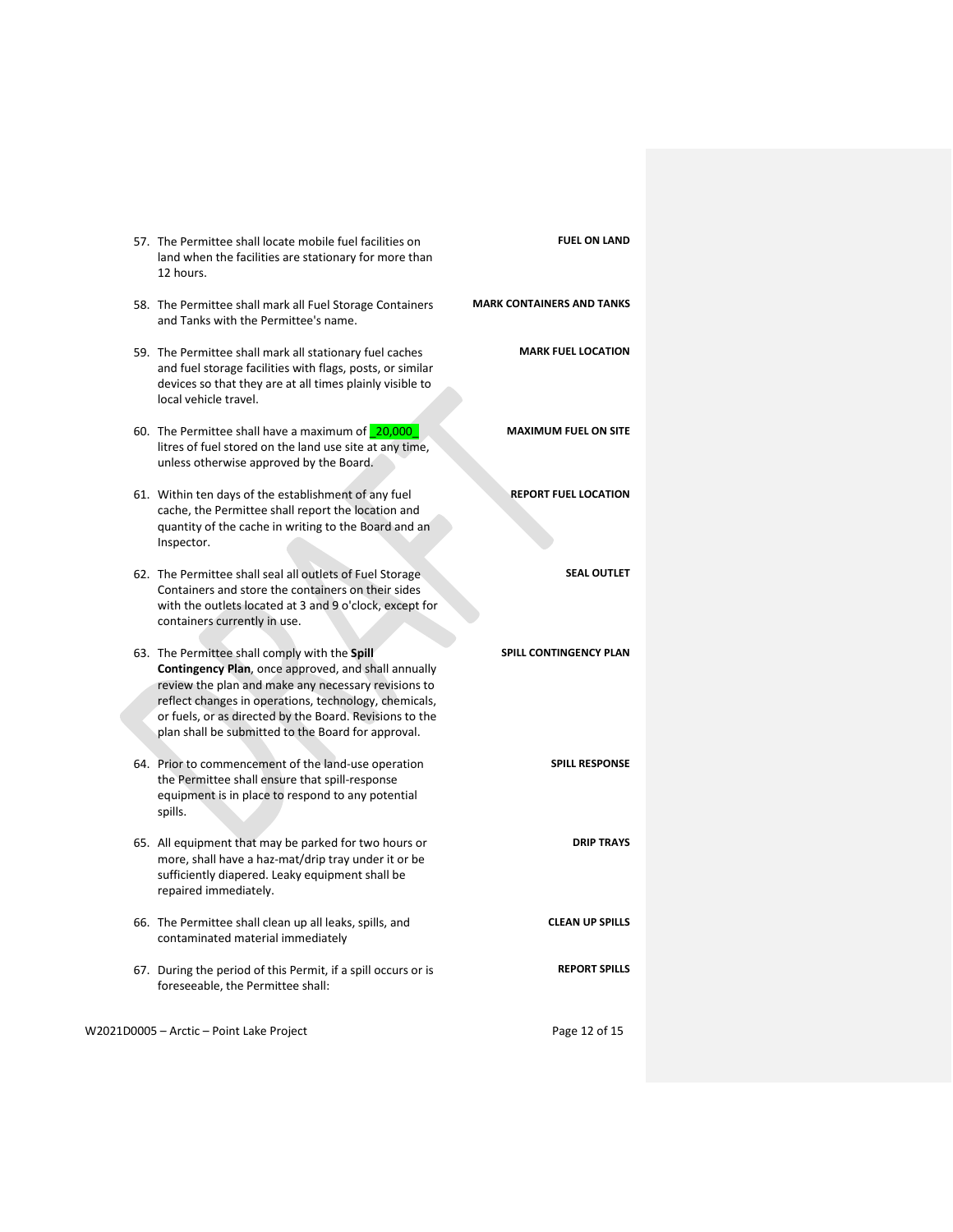57. The Permittee shall locate mobile fuel facilities on land when the facilities are stationary for more than 12 hours. **FUEL ON LAND**

58. The Permittee shall mark all Fuel Storage Containers and Tanks with the Permittee's name. **MARK CONTAINERS AND TANKS**

59. The Permittee shall mark all stationary fuel caches and fuel storage facilities with flags, posts, or similar devices so that they are at all times plainly visible to local vehicle travel. **MARK FUEL LOCATION**

60. The Permittee shall have a maximum of _20,000_ litres of fuel stored on the land use site at any time, unless otherwise approved by the Board. **MAXIMUM FUEL ON SITE**

61. Within ten days of the establishment of any fuel cache, the Permittee shall report the location and quantity of the cache in writing to the Board and an Inspector. **REPORT FUEL LOCATION**

62. The Permittee shall seal all outlets of Fuel Storage Containers and store the containers on their sides with the outlets located at 3 and 9 o'clock, except for containers currently in use. **SEAL OUTLET**

63. The Permittee shall comply with the **Spill Contingency Plan**, once approved, and shall annually review the plan and make any necessary revisions to reflect changes in operations, technology, chemicals, or fuels, or as directed by the Board. Revisions to the plan shall be submitted to the Board for approval. **SPILL CONTINGENCY PLAN**

64. Prior to commencement of the land-use operation the Permittee shall ensure that spill-response equipment is in place to respond to any potential spills. **SPILL RESPONSE**

65. All equipment that may be parked for two hours or more, shall have a haz-mat/drip tray under it or be sufficiently diapered. Leaky equipment shall be repaired immediately. **DRIP TRAYS**

66. The Permittee shall clean up all leaks, spills, and contaminated material immediately **CLEAN UP SPILLS**

67. During the period of this Permit, if a spill occurs or is foreseeable, the Permittee shall: **REPORT SPILLS**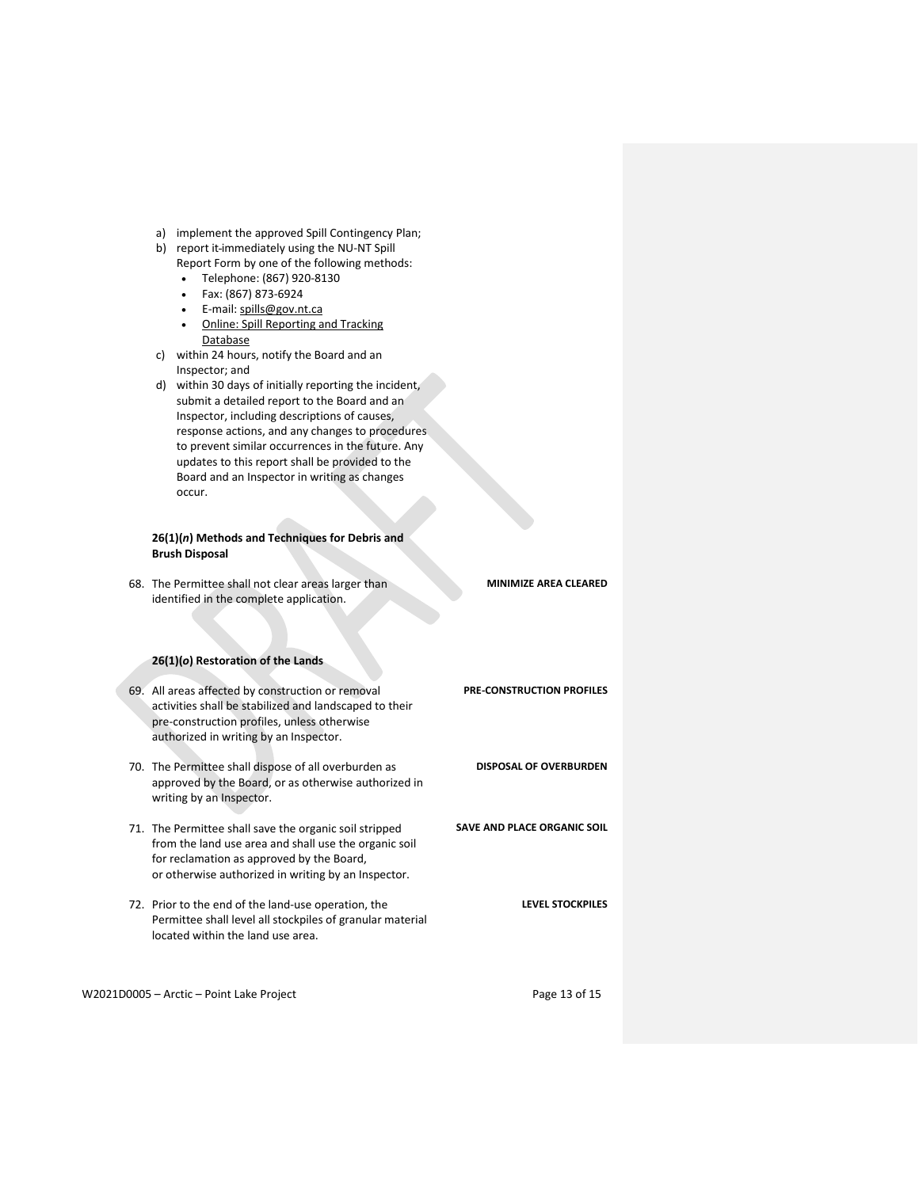a) implement the approved Spill Contingency Plan;
b) report it immediately using the NU-NT Spill Report Form by one of the following methods:
   - Telephone: (867) 920-8130
   - Fax: (867) 873-6924
   - E-mail: spills@gov.nt.ca
   - Online: Spill Reporting and Tracking Database
c) within 24 hours, notify the Board and an Inspector; and
d) within 30 days of initially reporting the incident, submit a detailed report to the Board and an Inspector, including descriptions of causes, response actions, and any changes to procedures to prevent similar occurrences in the future. Any updates to this report shall be provided to the Board and an Inspector in writing as changes occur.

**26(1)(*n*) Methods and Techniques for Debris and Brush Disposal**

68. The Permittee shall not clear areas larger than identified in the complete application. **MINIMIZE AREA CLEARED**

**26(1)(*o*) Restoration of the Lands**

69. All areas affected by construction or removal activities shall be stabilized and landscaped to their pre-construction profiles, unless otherwise authorized in writing by an Inspector. **PRE-CONSTRUCTION PROFILES**

70. The Permittee shall dispose of all overburden as approved by the Board, or as otherwise authorized in writing by an Inspector. **DISPOSAL OF OVERBURDEN**

71. The Permittee shall save the organic soil stripped from the land use area and shall use the organic soil for reclamation as approved by the Board, or otherwise authorized in writing by an Inspector. **SAVE AND PLACE ORGANIC SOIL**

72. Prior to the end of the land-use operation, the Permittee shall level all stockpiles of granular material located within the land use area. **LEVEL STOCKPILES**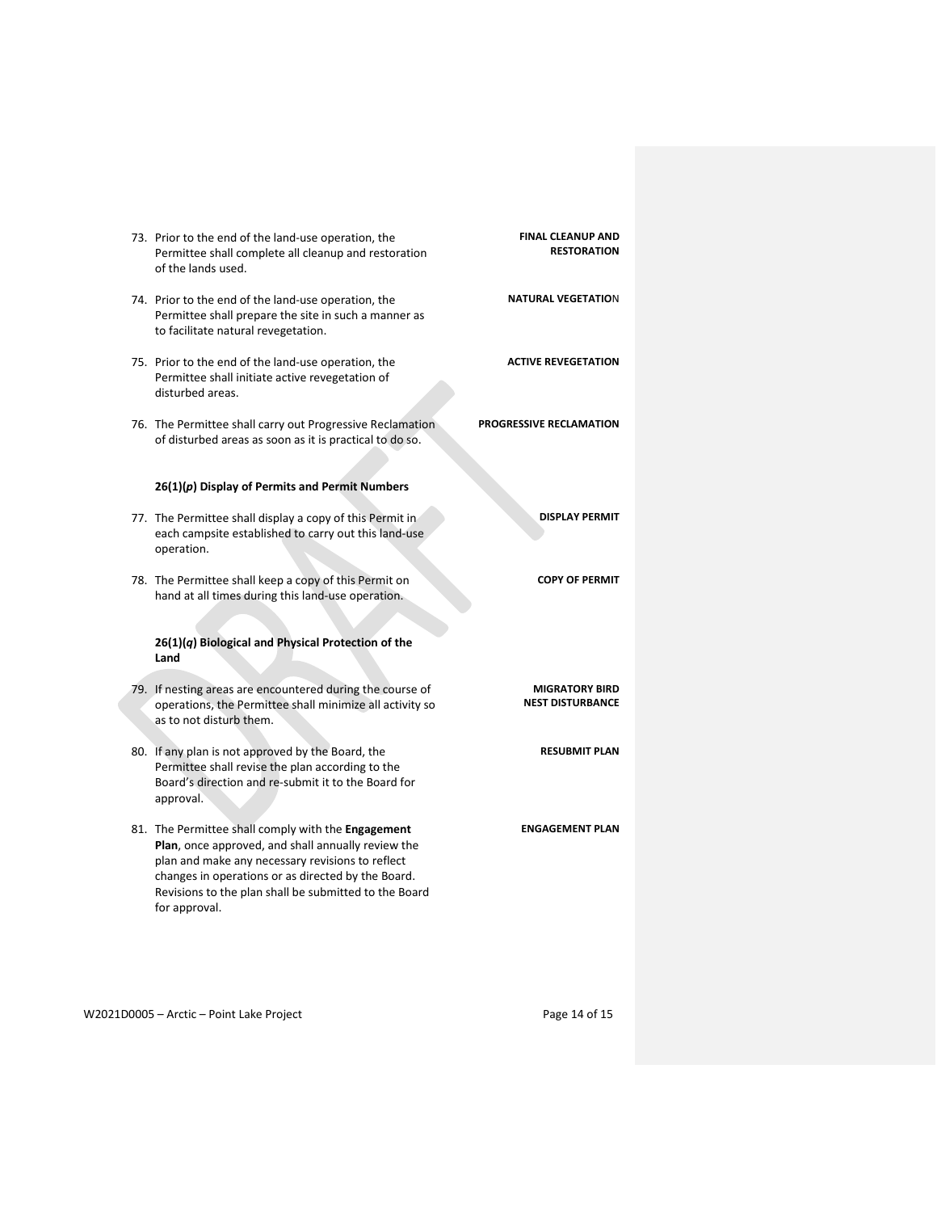73. Prior to the end of the land-use operation, the Permittee shall complete all cleanup and restoration of the lands used. **FINAL CLEANUP AND RESTORATION**

74. Prior to the end of the land-use operation, the Permittee shall prepare the site in such a manner as to facilitate natural revegetation. **NATURAL VEGETATIO**N

75. Prior to the end of the land-use operation, the Permittee shall initiate active revegetation of disturbed areas. **ACTIVE REVEGETATION**

76. The Permittee shall carry out Progressive Reclamation of disturbed areas as soon as it is practical to do so. **PROGRESSIVE RECLAMATION**

**26(1)(*p*) Display of Permits and Permit Numbers**

77. The Permittee shall display a copy of this Permit in each campsite established to carry out this land-use operation. **DISPLAY PERMIT**

78. The Permittee shall keep a copy of this Permit on hand at all times during this land-use operation. **COPY OF PERMIT**

**26(1)(*q*) Biological and Physical Protection of the Land**

79. If nesting areas are encountered during the course of operations, the Permittee shall minimize all activity so as to not disturb them. **MIGRATORY BIRD NEST DISTURBANCE**

80. If any plan is not approved by the Board, the Permittee shall revise the plan according to the Board's direction and re-submit it to the Board for approval. **RESUBMIT PLAN**

81. The Permittee shall comply with the **Engagement Plan**, once approved, and shall annually review the plan and make any necessary revisions to reflect changes in operations or as directed by the Board. Revisions to the plan shall be submitted to the Board for approval. **ENGAGEMENT PLAN**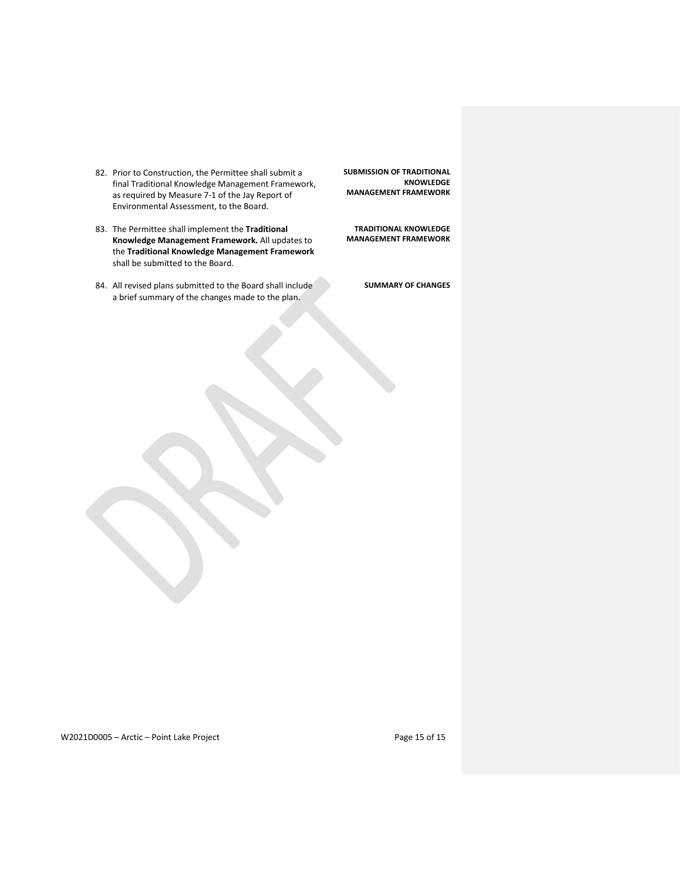82. Prior to Construction, the Permittee shall submit a final Traditional Knowledge Management Framework, as required by Measure 7-1 of the Jay Report of Environmental Assessment, to the Board.

**SUBMISSION OF TRADITIONAL KNOWLEDGE MANAGEMENT FRAMEWORK**

83. The Permittee shall implement the **Traditional Knowledge Management Framework.** All updates to the **Traditional Knowledge Management Framework** shall be submitted to the Board.

**TRADITIONAL KNOWLEDGE MANAGEMENT FRAMEWORK**

84. All revised plans submitted to the Board shall include a brief summary of the changes made to the plan.

**SUMMARY OF CHANGES**